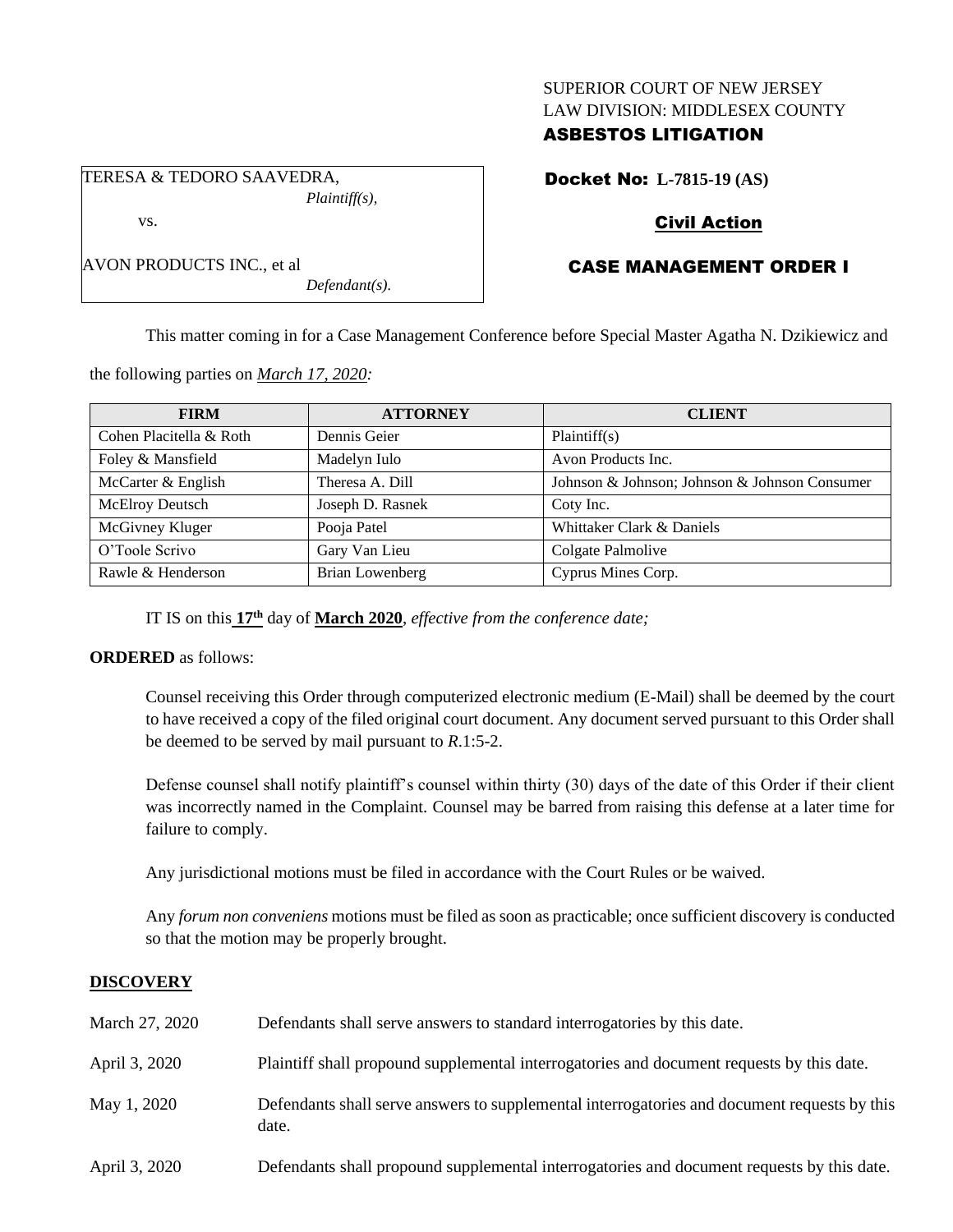SUPERIOR COURT OF NEW JERSEY
LAW DIVISION: MIDDLESEX COUNTY
**ASBESTOS LITIGATION**

TERESA & TEDORO SAAVEDRA,
*Plaintiff(s),*

vs.

AVON PRODUCTS INC., et al
*Defendant(s).*

**Docket No: L-7815-19 (AS)**

**Civil Action**

**CASE MANAGEMENT ORDER I**

This matter coming in for a Case Management Conference before Special Master Agatha N. Dzikiewicz and the following parties on *March 17, 2020:*

| FIRM | ATTORNEY | CLIENT |
|---|---|---|
| Cohen Placitella & Roth | Dennis Geier | Plaintiff(s) |
| Foley & Mansfield | Madelyn Iulo | Avon Products Inc. |
| McCarter & English | Theresa A. Dill | Johnson & Johnson; Johnson & Johnson Consumer |
| McElroy Deutsch | Joseph D. Rasnek | Coty Inc. |
| McGivney Kluger | Pooja Patel | Whittaker Clark & Daniels |
| O'Toole Scrivo | Gary Van Lieu | Colgate Palmolive |
| Rawle & Henderson | Brian Lowenberg | Cyprus Mines Corp. |

IT IS on this **17th** day of **March 2020**, *effective from the conference date;*

**ORDERED** as follows:

Counsel receiving this Order through computerized electronic medium (E-Mail) shall be deemed by the court to have received a copy of the filed original court document. Any document served pursuant to this Order shall be deemed to be served by mail pursuant to *R*.1:5-2.

Defense counsel shall notify plaintiff's counsel within thirty (30) days of the date of this Order if their client was incorrectly named in the Complaint. Counsel may be barred from raising this defense at a later time for failure to comply.

Any jurisdictional motions must be filed in accordance with the Court Rules or be waived.

Any *forum non conveniens* motions must be filed as soon as practicable; once sufficient discovery is conducted so that the motion may be properly brought.

## DISCOVERY

| | |
|---|---|
| March 27, 2020 | Defendants shall serve answers to standard interrogatories by this date. |
| April 3, 2020 | Plaintiff shall propound supplemental interrogatories and document requests by this date. |
| May 1, 2020 | Defendants shall serve answers to supplemental interrogatories and document requests by this date. |
| April 3, 2020 | Defendants shall propound supplemental interrogatories and document requests by this date. |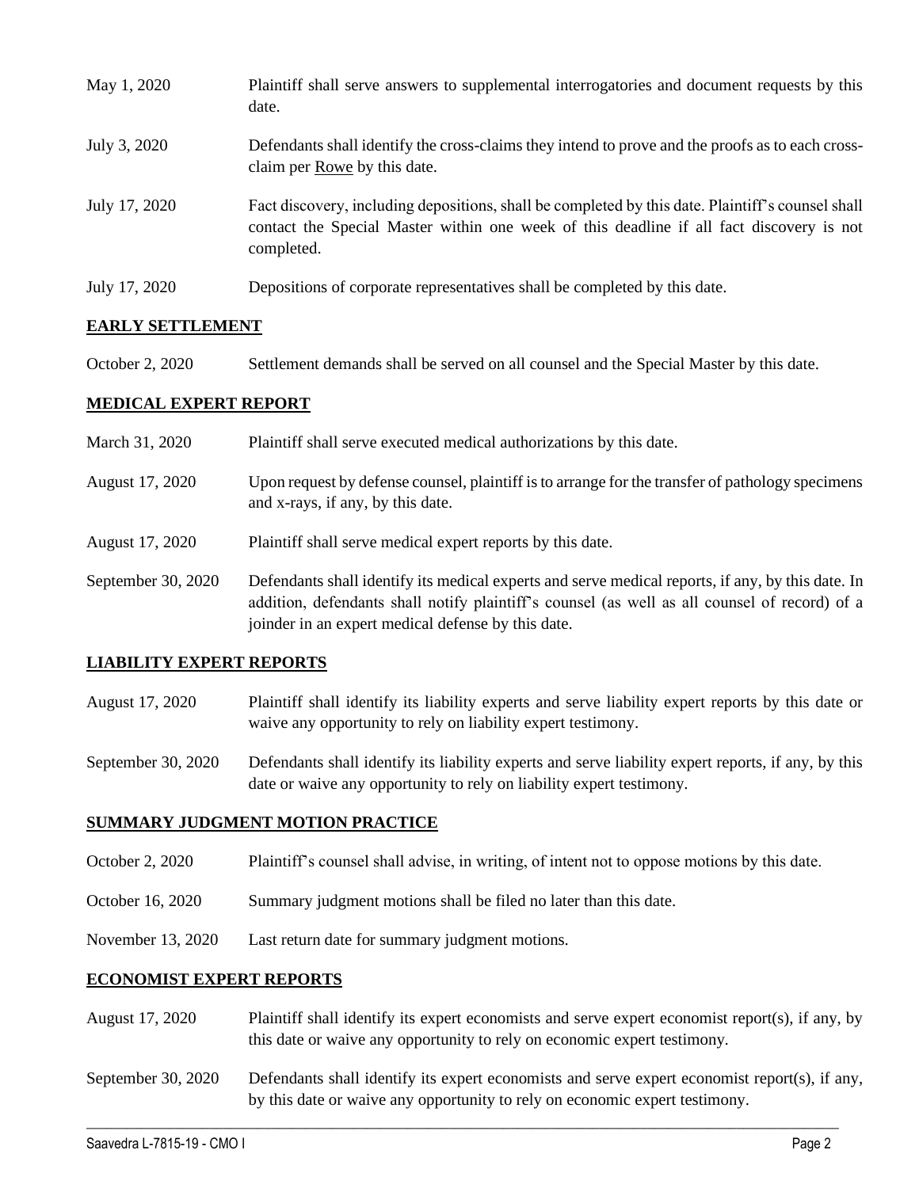| | |
|---|---|
| May 1, 2020 | Plaintiff shall serve answers to supplemental interrogatories and document requests by this date. |
| July 3, 2020 | Defendants shall identify the cross-claims they intend to prove and the proofs as to each cross-claim per Rowe by this date. |
| July 17, 2020 | Fact discovery, including depositions, shall be completed by this date. Plaintiff's counsel shall contact the Special Master within one week of this deadline if all fact discovery is not completed. |
| July 17, 2020 | Depositions of corporate representatives shall be completed by this date. |

## EARLY SETTLEMENT

| | |
|---|---|
| October 2, 2020 | Settlement demands shall be served on all counsel and the Special Master by this date. |

## MEDICAL EXPERT REPORT

| | |
|---|---|
| March 31, 2020 | Plaintiff shall serve executed medical authorizations by this date. |
| August 17, 2020 | Upon request by defense counsel, plaintiff is to arrange for the transfer of pathology specimens and x-rays, if any, by this date. |
| August 17, 2020 | Plaintiff shall serve medical expert reports by this date. |
| September 30, 2020 | Defendants shall identify its medical experts and serve medical reports, if any, by this date. In addition, defendants shall notify plaintiff's counsel (as well as all counsel of record) of a joinder in an expert medical defense by this date. |

## LIABILITY EXPERT REPORTS

| | |
|---|---|
| August 17, 2020 | Plaintiff shall identify its liability experts and serve liability expert reports by this date or waive any opportunity to rely on liability expert testimony. |
| September 30, 2020 | Defendants shall identify its liability experts and serve liability expert reports, if any, by this date or waive any opportunity to rely on liability expert testimony. |

## SUMMARY JUDGMENT MOTION PRACTICE

| | |
|---|---|
| October 2, 2020 | Plaintiff's counsel shall advise, in writing, of intent not to oppose motions by this date. |
| October 16, 2020 | Summary judgment motions shall be filed no later than this date. |
| November 13, 2020 | Last return date for summary judgment motions. |

## ECONOMIST EXPERT REPORTS

| | |
|---|---|
| August 17, 2020 | Plaintiff shall identify its expert economists and serve expert economist report(s), if any, by this date or waive any opportunity to rely on economic expert testimony. |
| September 30, 2020 | Defendants shall identify its expert economists and serve expert economist report(s), if any, by this date or waive any opportunity to rely on economic expert testimony. |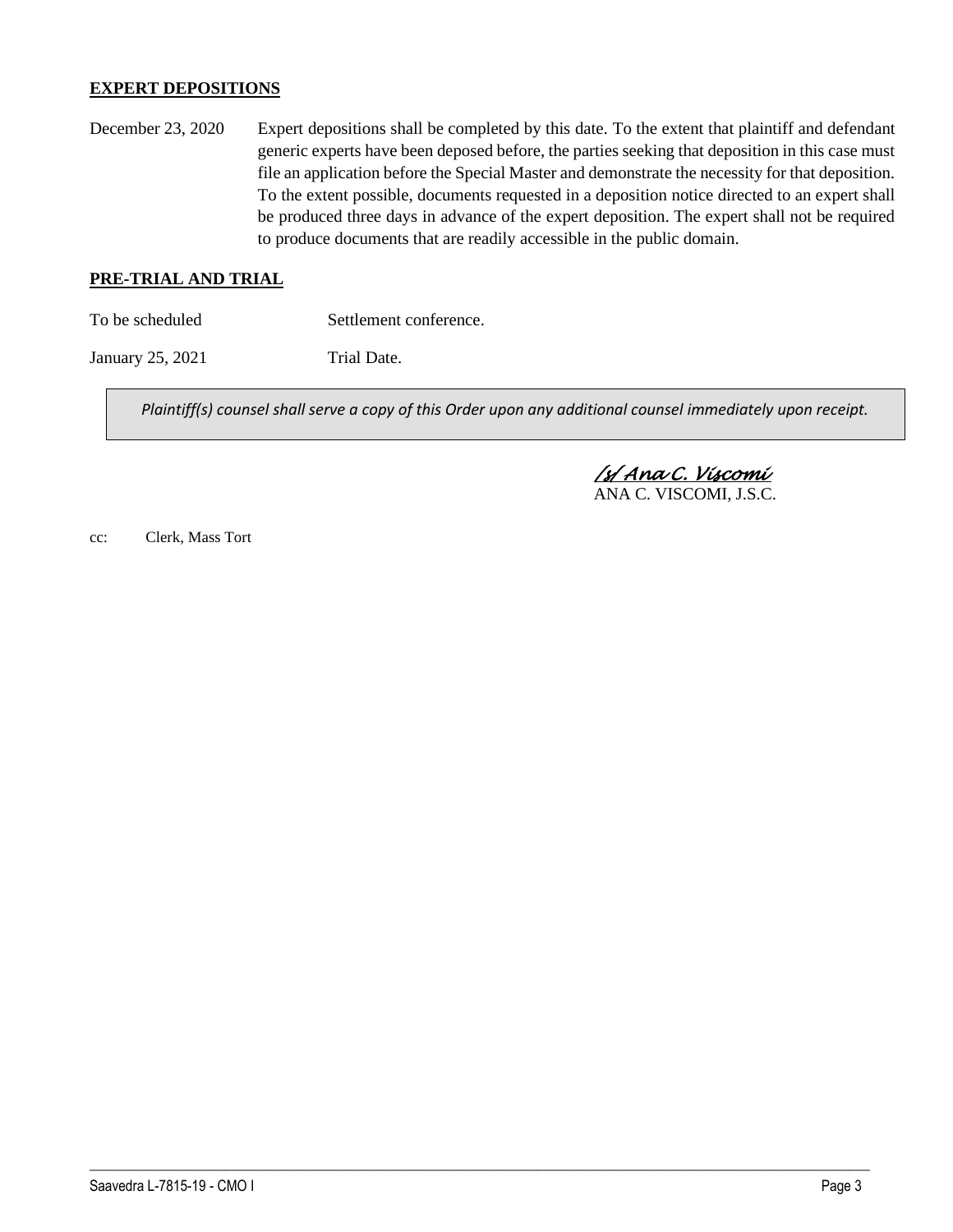**EXPERT DEPOSITIONS**

| | |
|---|---|
| December 23, 2020 | Expert depositions shall be completed by this date. To the extent that plaintiff and defendant generic experts have been deposed before, the parties seeking that deposition in this case must file an application before the Special Master and demonstrate the necessity for that deposition. To the extent possible, documents requested in a deposition notice directed to an expert shall be produced three days in advance of the expert deposition. The expert shall not be required to produce documents that are readily accessible in the public domain. |

**PRE-TRIAL AND TRIAL**

| | |
|---|---|
| To be scheduled | Settlement conference. |
| January 25, 2021 | Trial Date. |

*Plaintiff(s) counsel shall serve a copy of this Order upon any additional counsel immediately upon receipt.*

*/s/ Ana C. Viscomi*
ANA C. VISCOMI, J.S.C.

cc: Clerk, Mass Tort